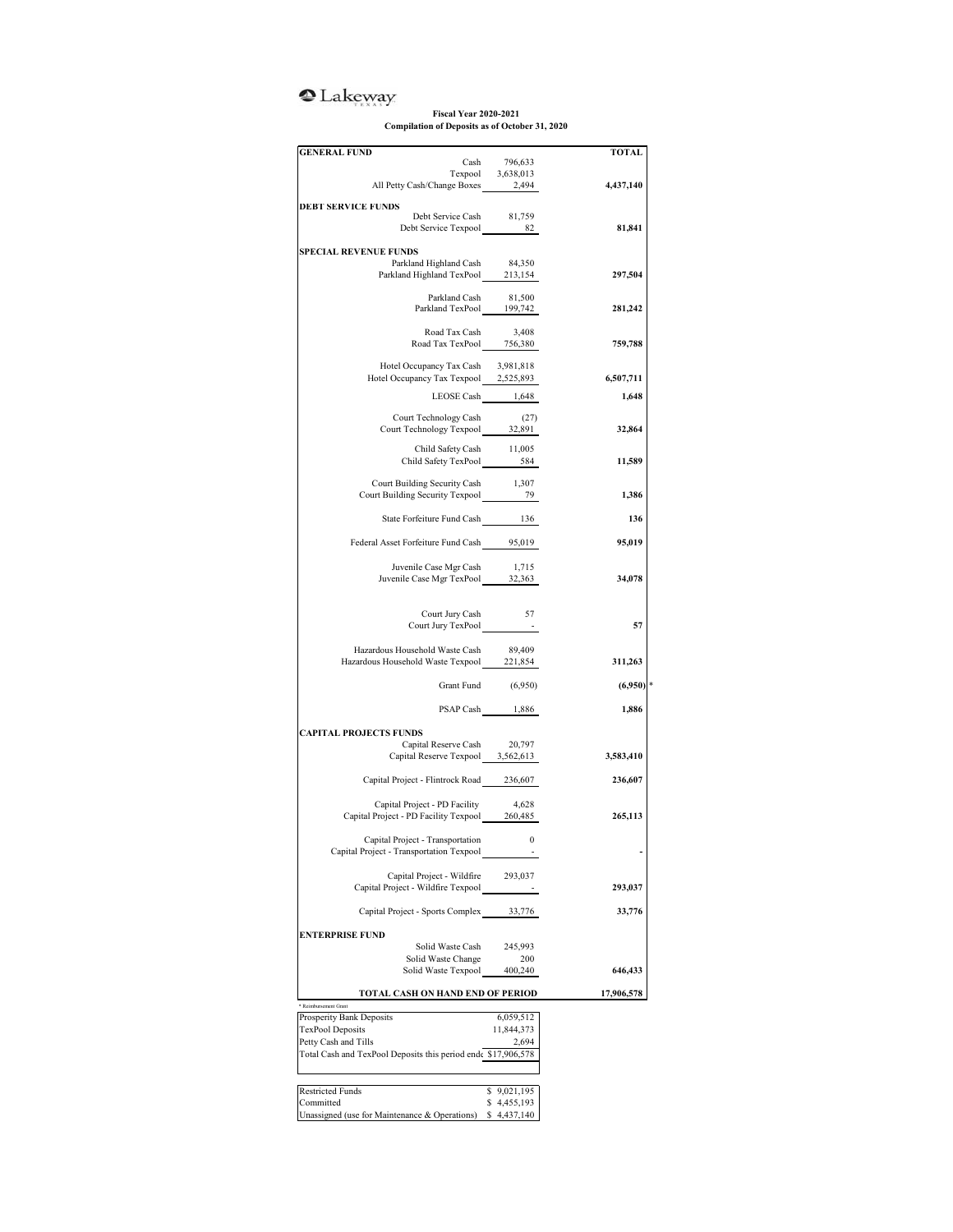Lakeway

**Fiscal Year 2020-2021**
**Compilation of Deposits as of October 31, 2020**

| GENERAL FUND | | TOTAL |
|---|---|---|
| Cash | 796,633 | |
| Texpool | 3,638,013 | |
| All Petty Cash/Change Boxes | 2,494 | **4,437,140** |
| **DEBT SERVICE FUNDS** | | |
| Debt Service Cash | 81,759 | |
| Debt Service Texpool | 82 | **81,841** |
| **SPECIAL REVENUE FUNDS** | | |
| Parkland Highland Cash | 84,350 | |
| Parkland Highland TexPool | 213,154 | **297,504** |
| Parkland Cash | 81,500 | |
| Parkland TexPool | 199,742 | **281,242** |
| Road Tax Cash | 3,408 | |
| Road Tax TexPool | 756,380 | **759,788** |
| Hotel Occupancy Tax Cash | 3,981,818 | |
| Hotel Occupancy Tax Texpool | 2,525,893 | **6,507,711** |
| LEOSE Cash | 1,648 | **1,648** |
| Court Technology Cash | (27) | |
| Court Technology Texpool | 32,891 | **32,864** |
| Child Safety Cash | 11,005 | |
| Child Safety TexPool | 584 | **11,589** |
| Court Building Security Cash | 1,307 | |
| Court Building Security Texpool | 79 | **1,386** |
| State Forfeiture Fund Cash | 136 | **136** |
| Federal Asset Forfeiture Fund Cash | 95,019 | **95,019** |
| Juvenile Case Mgr Cash | 1,715 | |
| Juvenile Case Mgr TexPool | 32,363 | **34,078** |
| Court Jury Cash | 57 | |
| Court Jury TexPool | - | **57** |
| Hazardous Household Waste Cash | 89,409 | |
| Hazardous Household Waste Texpool | 221,854 | **311,263** |
| Grant Fund | (6,950) | **(6,950)** * |
| PSAP Cash | 1,886 | **1,886** |
| **CAPITAL PROJECTS FUNDS** | | |
| Capital Reserve Cash | 20,797 | |
| Capital Reserve Texpool | 3,562,613 | **3,583,410** |
| Capital Project - Flintrock Road | 236,607 | **236,607** |
| Capital Project - PD Facility | 4,628 | |
| Capital Project - PD Facility Texpool | 260,485 | **265,113** |
| Capital Project - Transportation | 0 | |
| Capital Project - Transportation Texpool | - | **-** |
| Capital Project - Wildfire | 293,037 | |
| Capital Project - Wildfire Texpool | - | **293,037** |
| Capital Project - Sports Complex | 33,776 | **33,776** |
| **ENTERPRISE FUND** | | |
| Solid Waste Cash | 245,993 | |
| Solid Waste Change | 200 | |
| Solid Waste Texpool | 400,240 | **646,433** |
| **TOTAL CASH ON HAND END OF PERIOD** | | **17,906,578** |

\* Reimbursement Grant

| | |
|---|---|
| Prosperity Bank Deposits | 6,059,512 |
| TexPool Deposits | 11,844,373 |
| Petty Cash and Tills | 2,694 |
| Total Cash and TexPool Deposits this period end | $17,906,578 |

| | |
|---|---|
| Restricted Funds | $ 9,021,195 |
| Committed | $ 4,455,193 |
| Unassigned (use for Maintenance & Operations) | $ 4,437,140 |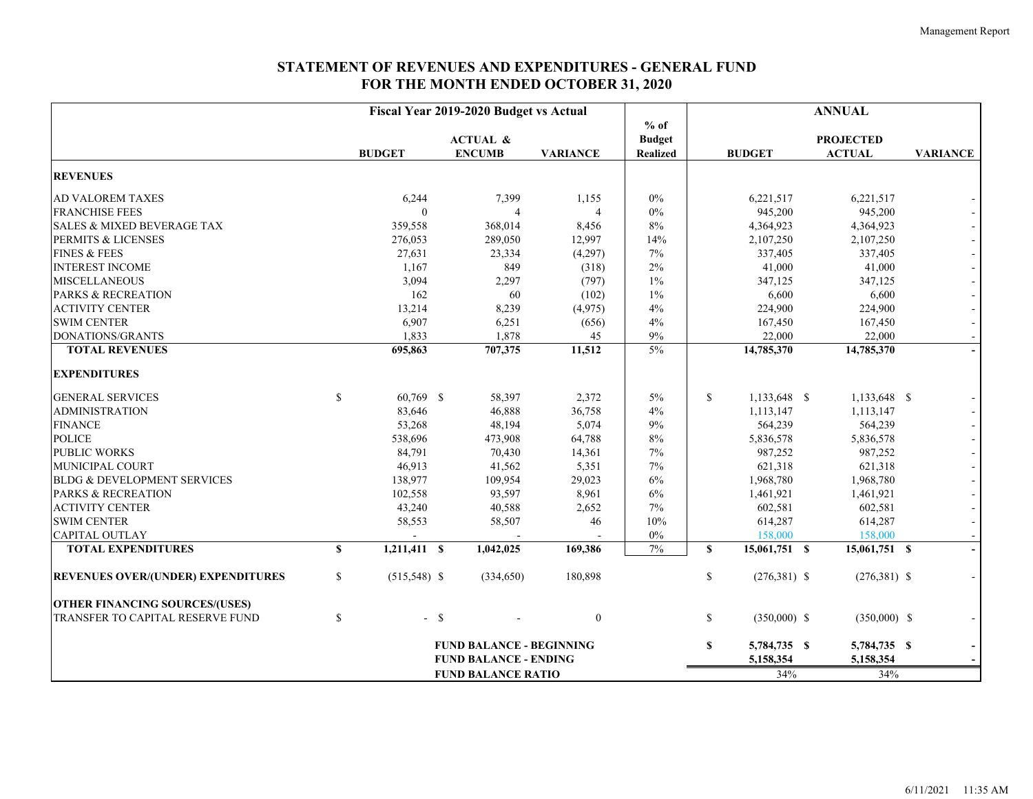## STATEMENT OF REVENUES AND EXPENDITURES - GENERAL FUND
## FOR THE MONTH ENDED OCTOBER 31, 2020

| | Fiscal Year 2019-2020 Budget vs Actual | | | % of Budget Realized | ANNUAL | | |
|---|---|---|---|---|---|---|---|
| | BUDGET | ACTUAL & ENCUMB | VARIANCE | | BUDGET | PROJECTED ACTUAL | VARIANCE |
| **REVENUES** | | | | | | | |
| AD VALOREM TAXES | 6,244 | 7,399 | 1,155 | 0% | 6,221,517 | 6,221,517 | - |
| FRANCHISE FEES | 0 | 4 | 4 | 0% | 945,200 | 945,200 | - |
| SALES & MIXED BEVERAGE TAX | 359,558 | 368,014 | 8,456 | 8% | 4,364,923 | 4,364,923 | - |
| PERMITS & LICENSES | 276,053 | 289,050 | 12,997 | 14% | 2,107,250 | 2,107,250 | - |
| FINES & FEES | 27,631 | 23,334 | (4,297) | 7% | 337,405 | 337,405 | - |
| INTEREST INCOME | 1,167 | 849 | (318) | 2% | 41,000 | 41,000 | - |
| MISCELLANEOUS | 3,094 | 2,297 | (797) | 1% | 347,125 | 347,125 | - |
| PARKS & RECREATION | 162 | 60 | (102) | 1% | 6,600 | 6,600 | - |
| ACTIVITY CENTER | 13,214 | 8,239 | (4,975) | 4% | 224,900 | 224,900 | - |
| SWIM CENTER | 6,907 | 6,251 | (656) | 4% | 167,450 | 167,450 | - |
| DONATIONS/GRANTS | 1,833 | 1,878 | 45 | 9% | 22,000 | 22,000 | - |
| **TOTAL REVENUES** | **695,863** | **707,375** | **11,512** | 5% | **14,785,370** | **14,785,370** | **-** |
| **EXPENDITURES** | | | | | | | |
| GENERAL SERVICES | $ 60,769 | $ 58,397 | 2,372 | 5% | $ 1,133,648 | $ 1,133,648 | $ - |
| ADMINISTRATION | 83,646 | 46,888 | 36,758 | 4% | 1,113,147 | 1,113,147 | - |
| FINANCE | 53,268 | 48,194 | 5,074 | 9% | 564,239 | 564,239 | - |
| POLICE | 538,696 | 473,908 | 64,788 | 8% | 5,836,578 | 5,836,578 | - |
| PUBLIC WORKS | 84,791 | 70,430 | 14,361 | 7% | 987,252 | 987,252 | - |
| MUNICIPAL COURT | 46,913 | 41,562 | 5,351 | 7% | 621,318 | 621,318 | - |
| BLDG & DEVELOPMENT SERVICES | 138,977 | 109,954 | 29,023 | 6% | 1,968,780 | 1,968,780 | - |
| PARKS & RECREATION | 102,558 | 93,597 | 8,961 | 6% | 1,461,921 | 1,461,921 | - |
| ACTIVITY CENTER | 43,240 | 40,588 | 2,652 | 7% | 602,581 | 602,581 | - |
| SWIM CENTER | 58,553 | 58,507 | 46 | 10% | 614,287 | 614,287 | - |
| CAPITAL OUTLAY | - | - | - | 0% | 158,000 | 158,000 | - |
| **TOTAL EXPENDITURES** | **$ 1,211,411** | **$ 1,042,025** | **169,386** | 7% | **$ 15,061,751** | **$ 15,061,751** | **$ -** |
| **REVENUES OVER/(UNDER) EXPENDITURES** | $ (515,548) | $ (334,650) | 180,898 | | $ (276,381) | $ (276,381) | $ - |
| **OTHER FINANCING SOURCES/(USES)** | | | | | | | |
| TRANSFER TO CAPITAL RESERVE FUND | $ - | $ - | 0 | | $ (350,000) | $ (350,000) | $ - |
| | | **FUND BALANCE - BEGINNING** | | | **$ 5,784,735** | **$ 5,784,735** | **$ -** |
| | | **FUND BALANCE - ENDING** | | | **5,158,354** | **5,158,354** | **-** |
| | | **FUND BALANCE RATIO** | | | 34% | 34% | |